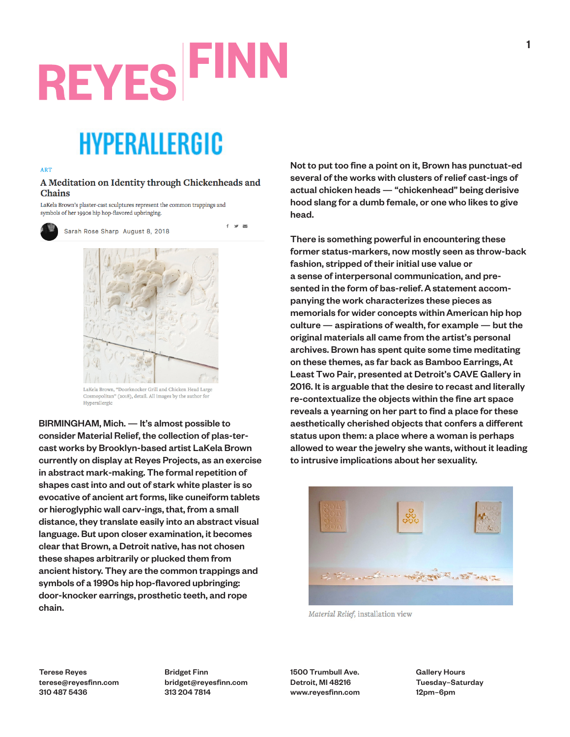# REYES FINN

## HYPERALLERGIC

ART

### A Meditation on Identity through Chickenheads and Chains

LaKela Brown's plaster-cast sculptures represent the common trappings and symbols of her 1990s hip hop-flavored upbringing.

Sarah Rose Sharp August 8, 2018

LaKela Brown, "Doorknocker Grill and Chicken Head Large Cosmopolitan" (2018), detail. All images by the author for Hyperallergic

BIRMINGHAM, Mich. — It's almost possible to consider Material Relief, the collection of plas-ter-cast works by Brooklyn-based artist LaKela Brown currently on display at Reyes Projects, as an exercise in abstract mark-making. The formal repetition of shapes cast into and out of stark white plaster is so evocative of ancient art forms, like cuneiform tablets or hieroglyphic wall carv-ings, that, from a small distance, they translate easily into an abstract visual language. But upon closer examination, it becomes clear that Brown, a Detroit native, has not chosen these shapes arbitrarily or plucked them from ancient history. They are the common trappings and symbols of a 1990s hip hop-flavored upbringing: door-knocker earrings, prosthetic teeth, and rope chain.

Not to put too fine a point on it, Brown has punctuat-ed several of the works with clusters of relief cast-ings of actual chicken heads — "chickenhead" being derisive hood slang for a dumb female, or one who likes to give head.

There is something powerful in encountering these former status-markers, now mostly seen as throw-back fashion, stripped of their initial use value or a sense of interpersonal communication, and pre-sented in the form of bas-relief. A statement accom-panying the work characterizes these pieces as memorials for wider concepts within American hip hop culture — aspirations of wealth, for example — but the original materials all came from the artist's personal archives. Brown has spent quite some time meditating on these themes, as far back as Bamboo Earrings, At Least Two Pair, presented at Detroit's CAVE Gallery in 2016. It is arguable that the desire to recast and literally re-contextualize the objects within the fine art space reveals a yearning on her part to find a place for these aesthetically cherished objects that confers a different status upon them: a place where a woman is perhaps allowed to wear the jewelry she wants, without it leading to intrusive implications about her sexuality.

*Material Relief*, installation view

Terese Reyes
terese@reyesfinn.com
310 487 5436

Bridget Finn
bridget@reyesfinn.com
313 204 7814

1500 Trumbull Ave.
Detroit, MI 48216
www.reyesfinn.com

Gallery Hours
Tuesday–Saturday
12pm–6pm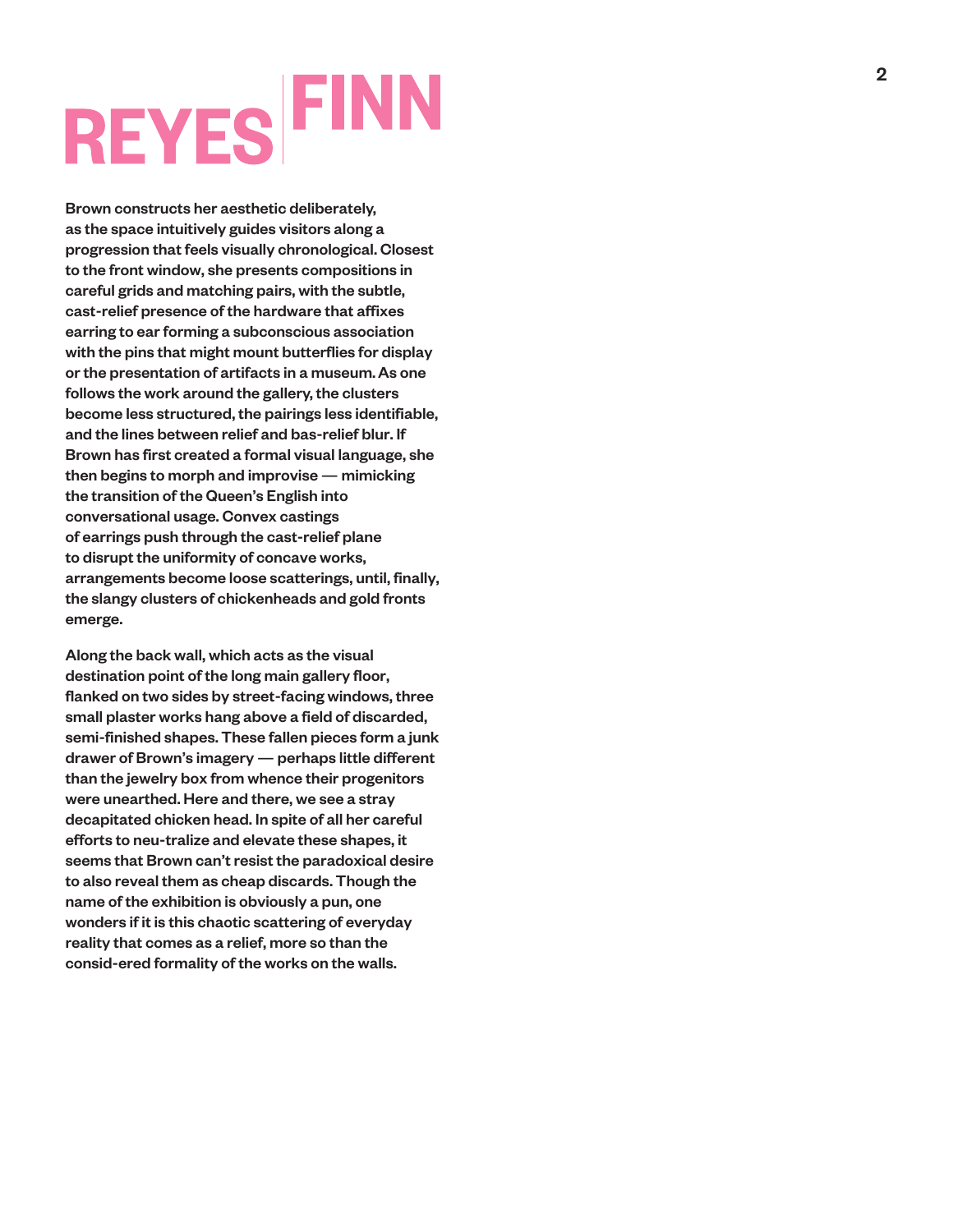Brown constructs her aesthetic deliberately, as the space intuitively guides visitors along a progression that feels visually chronological. Closest to the front window, she presents compositions in careful grids and matching pairs, with the subtle, cast-relief presence of the hardware that affixes earring to ear forming a subconscious association with the pins that might mount butterflies for display or the presentation of artifacts in a museum. As one follows the work around the gallery, the clusters become less structured, the pairings less identifiable, and the lines between relief and bas-relief blur. If Brown has first created a formal visual language, she then begins to morph and improvise — mimicking the transition of the Queen's English into conversational usage. Convex castings of earrings push through the cast-relief plane to disrupt the uniformity of concave works, arrangements become loose scatterings, until, finally, the slangy clusters of chickenheads and gold fronts emerge.

Along the back wall, which acts as the visual destination point of the long main gallery floor, flanked on two sides by street-facing windows, three small plaster works hang above a field of discarded, semi-finished shapes. These fallen pieces form a junk drawer of Brown's imagery — perhaps little different than the jewelry box from whence their progenitors were unearthed. Here and there, we see a stray decapitated chicken head. In spite of all her careful efforts to neu-tralize and elevate these shapes, it seems that Brown can't resist the paradoxical desire to also reveal them as cheap discards. Though the name of the exhibition is obviously a pun, one wonders if it is this chaotic scattering of everyday reality that comes as a relief, more so than the consid-ered formality of the works on the walls.